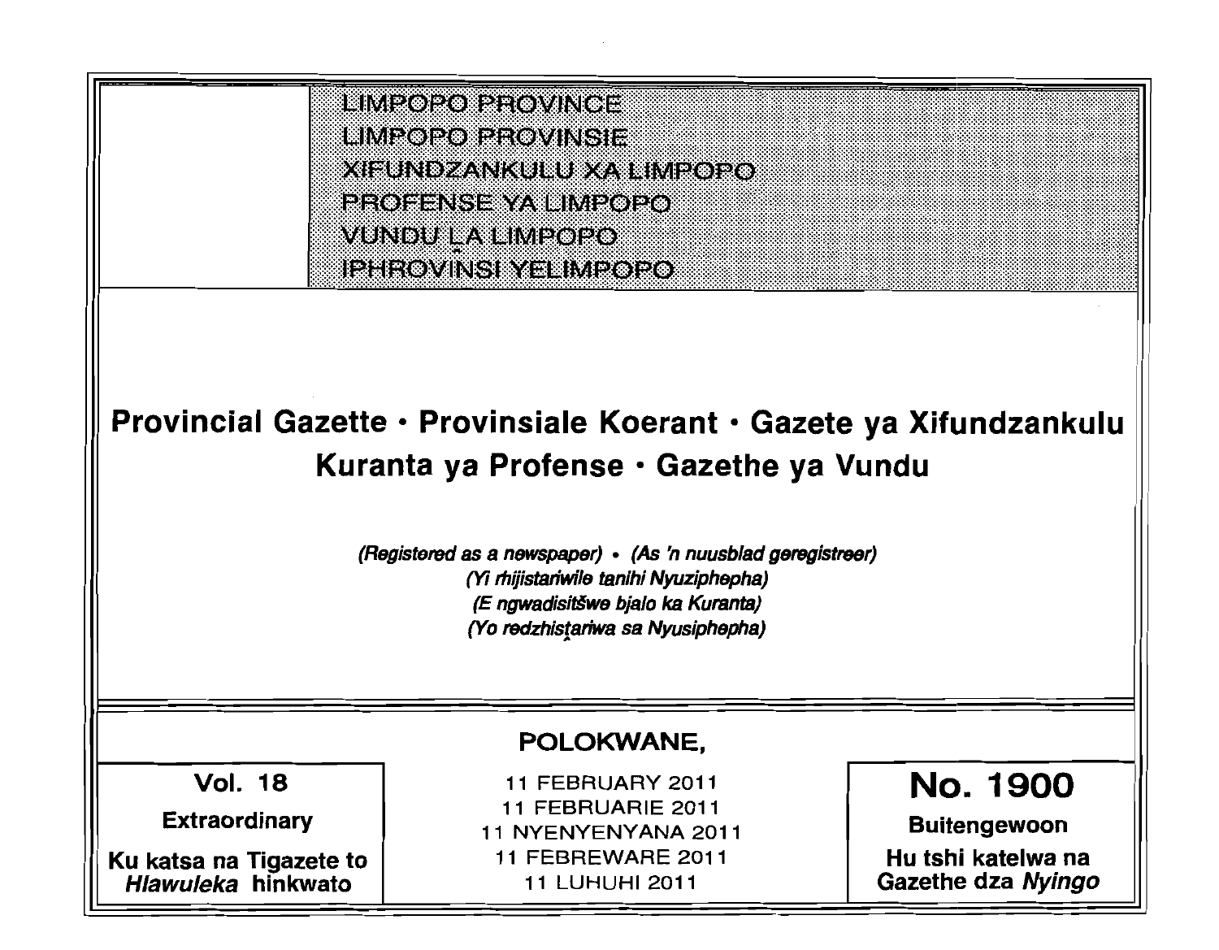LIMPOPO PROVINCE
LIMPOPO PROVINSIE
XIFUNDZANKULU XA LIMPOPO
PROFENSE YA LIMPOPO
VUNDU ḼA LIMPOPO
IPHROVINSI YELIMPOPO

# Provincial Gazette • Provinsiale Koerant • Gazete ya Xifundzankulu
# Kuranta ya Profense • Gazethe ya Vundu

*(Registered as a newspaper) • (As 'n nuusblad geregistreer)*
*(Yi rhijistariwile tanihi Nyuziphepha)*
*(E ngwadisitšwe bjalo ka Kuranta)*
*(Yo redzhistariwa sa Nyusiphepha)*

**POLOKWANE,**

| **Vol. 18** | 11 FEBRUARY 2011 | **No. 1900** |
|---|---|---|
| **Extraordinary** | 11 FEBRUARIE 2011 | **Buitengewoon** |
| **Ku katsa na Tigazete to *Hlawuleka* hinkwato** | 11 NYENYENYANA 2011 | **Hu tshi katelwa na Gazethe dza *Nyingo*** |
| | 11 FEBREWARE 2011 | |
| | 11 LUHUHI 2011 | |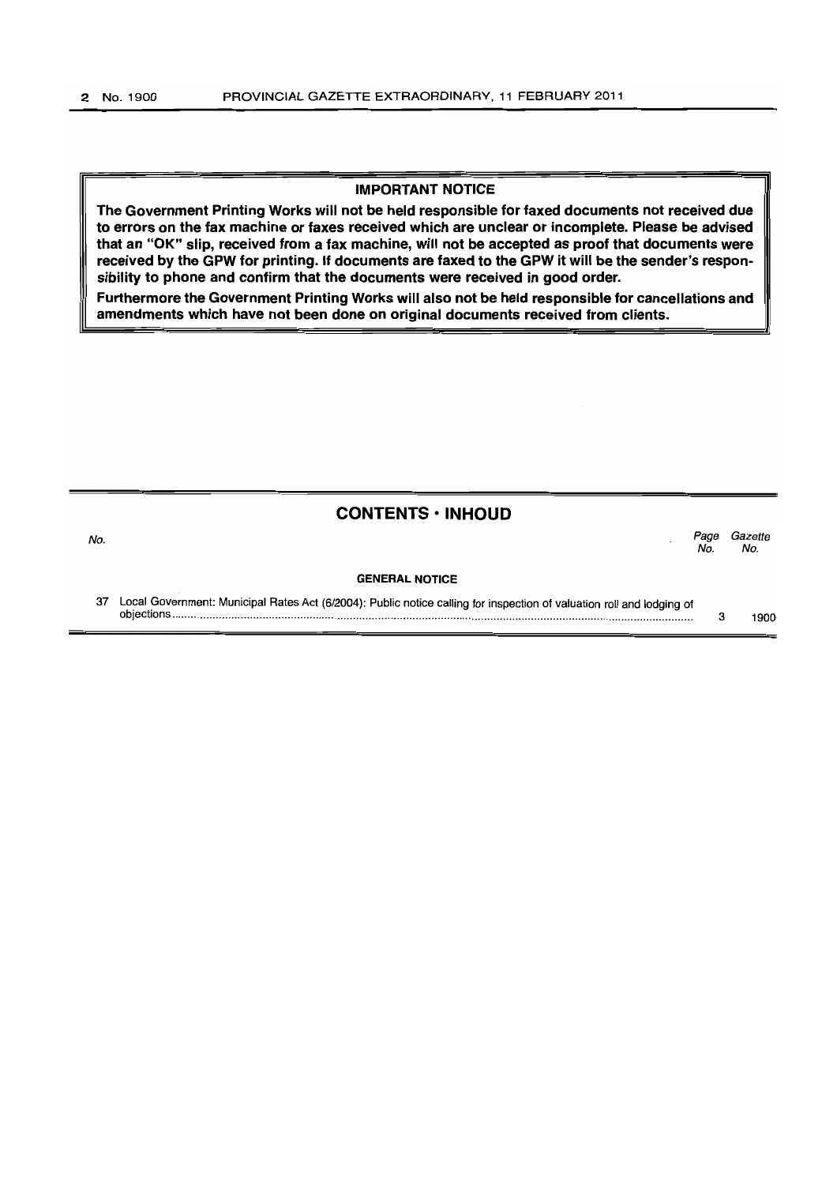**IMPORTANT NOTICE**

**The Government Printing Works will not be held responsible for faxed documents not received due to errors on the fax machine or faxes received which are unclear or incomplete. Please be advised that an "OK" slip, received from a fax machine, will not be accepted as proof that documents were received by the GPW for printing. If documents are faxed to the GPW it will be the sender's responsibility to phone and confirm that the documents were received in good order.**

**Furthermore the Government Printing Works will also not be held responsible for cancellations and amendments which have not been done on original documents received from clients.**

## CONTENTS • INHOUD

| No. | | Page No. | Gazette No. |
|---|---|---|---|
| | **GENERAL NOTICE** | | |
| 37 | Local Government: Municipal Rates Act (6/2004): Public notice calling for inspection of valuation roll and lodging of objections | 3 | 1900 |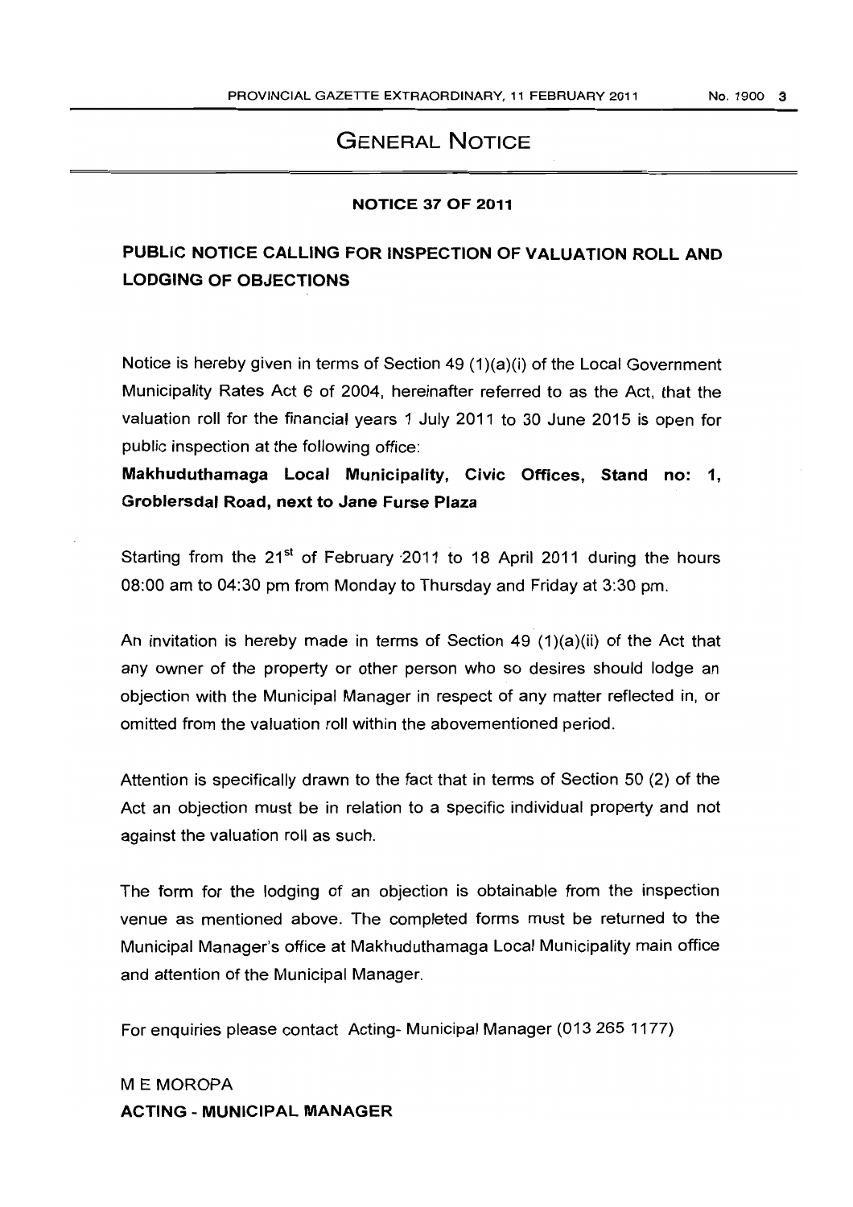# GENERAL NOTICE

## NOTICE 37 OF 2011

## PUBLIC NOTICE CALLING FOR INSPECTION OF VALUATION ROLL AND LODGING OF OBJECTIONS

Notice is hereby given in terms of Section 49 (1)(a)(i) of the Local Government Municipality Rates Act 6 of 2004, hereinafter referred to as the Act, that the valuation roll for the financial years 1 July 2011 to 30 June 2015 is open for public inspection at the following office:

**Makhuduthamaga Local Municipality, Civic Offices, Stand no: 1, Groblersdal Road, next to Jane Furse Plaza**

Starting from the 21st of February 2011 to 18 April 2011 during the hours 08:00 am to 04:30 pm from Monday to Thursday and Friday at 3:30 pm.

An invitation is hereby made in terms of Section 49 (1)(a)(ii) of the Act that any owner of the property or other person who so desires should lodge an objection with the Municipal Manager in respect of any matter reflected in, or omitted from the valuation roll within the abovementioned period.

Attention is specifically drawn to the fact that in terms of Section 50 (2) of the Act an objection must be in relation to a specific individual property and not against the valuation roll as such.

The form for the lodging of an objection is obtainable from the inspection venue as mentioned above. The completed forms must be returned to the Municipal Manager's office at Makhuduthamaga Local Municipality main office and attention of the Municipal Manager.

For enquiries please contact Acting- Municipal Manager (013 265 1177)

M E MOROPA
**ACTING - MUNICIPAL MANAGER**